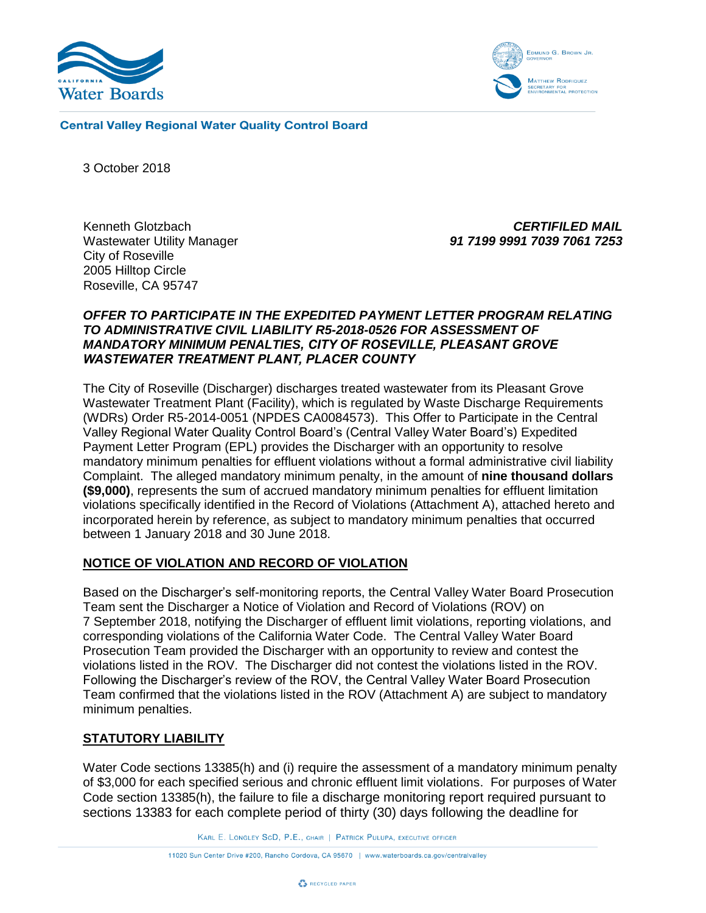California Water Boards

EDMUND G. BROWN JR.
GOVERNOR

MATTHEW RODRIQUEZ
SECRETARY FOR
ENVIRONMENTAL PROTECTION

**Central Valley Regional Water Quality Control Board**

3 October 2018

Kenneth Glotzbach
Wastewater Utility Manager
City of Roseville
2005 Hilltop Circle
Roseville, CA 95747

***CERTIFILED MAIL***
***91 7199 9991 7039 7061 7253***

***OFFER TO PARTICIPATE IN THE EXPEDITED PAYMENT LETTER PROGRAM RELATING TO ADMINISTRATIVE CIVIL LIABILITY R5-2018-0526 FOR ASSESSMENT OF MANDATORY MINIMUM PENALTIES, CITY OF ROSEVILLE, PLEASANT GROVE WASTEWATER TREATMENT PLANT, PLACER COUNTY***

The City of Roseville (Discharger) discharges treated wastewater from its Pleasant Grove Wastewater Treatment Plant (Facility), which is regulated by Waste Discharge Requirements (WDRs) Order R5-2014-0051 (NPDES CA0084573). This Offer to Participate in the Central Valley Regional Water Quality Control Board's (Central Valley Water Board's) Expedited Payment Letter Program (EPL) provides the Discharger with an opportunity to resolve mandatory minimum penalties for effluent violations without a formal administrative civil liability Complaint. The alleged mandatory minimum penalty, in the amount of **nine thousand dollars ($9,000)**, represents the sum of accrued mandatory minimum penalties for effluent limitation violations specifically identified in the Record of Violations (Attachment A), attached hereto and incorporated herein by reference, as subject to mandatory minimum penalties that occurred between 1 January 2018 and 30 June 2018.

## NOTICE OF VIOLATION AND RECORD OF VIOLATION

Based on the Discharger's self-monitoring reports, the Central Valley Water Board Prosecution Team sent the Discharger a Notice of Violation and Record of Violations (ROV) on 7 September 2018, notifying the Discharger of effluent limit violations, reporting violations, and corresponding violations of the California Water Code. The Central Valley Water Board Prosecution Team provided the Discharger with an opportunity to review and contest the violations listed in the ROV. The Discharger did not contest the violations listed in the ROV. Following the Discharger's review of the ROV, the Central Valley Water Board Prosecution Team confirmed that the violations listed in the ROV (Attachment A) are subject to mandatory minimum penalties.

## STATUTORY LIABILITY

Water Code sections 13385(h) and (i) require the assessment of a mandatory minimum penalty of $3,000 for each specified serious and chronic effluent limit violations. For purposes of Water Code section 13385(h), the failure to file a discharge monitoring report required pursuant to sections 13383 for each complete period of thirty (30) days following the deadline for

KARL E. LONGLEY SCD, P.E., CHAIR | PATRICK PULUPA, EXECUTIVE OFFICER

11020 Sun Center Drive #200, Rancho Cordova, CA 95670 | www.waterboards.ca.gov/centralvalley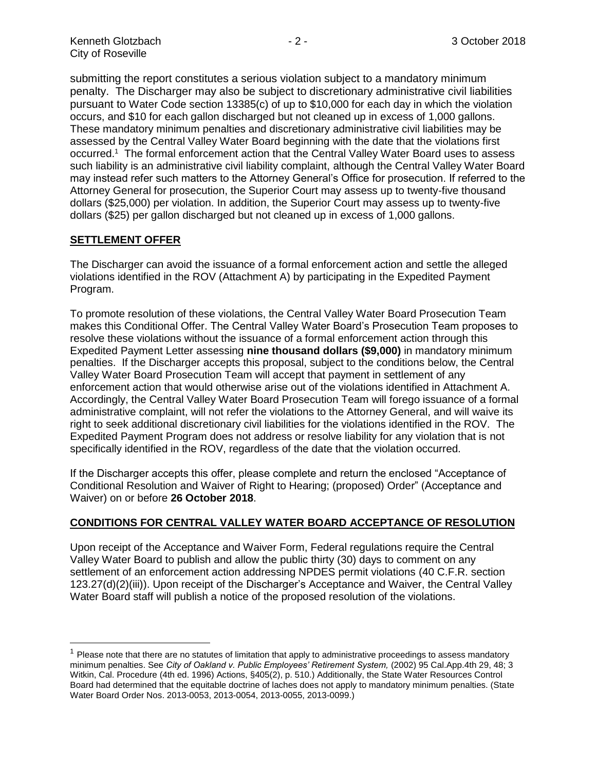submitting the report constitutes a serious violation subject to a mandatory minimum penalty. The Discharger may also be subject to discretionary administrative civil liabilities pursuant to Water Code section 13385(c) of up to $10,000 for each day in which the violation occurs, and $10 for each gallon discharged but not cleaned up in excess of 1,000 gallons. These mandatory minimum penalties and discretionary administrative civil liabilities may be assessed by the Central Valley Water Board beginning with the date that the violations first occurred.[1] The formal enforcement action that the Central Valley Water Board uses to assess such liability is an administrative civil liability complaint, although the Central Valley Water Board may instead refer such matters to the Attorney General's Office for prosecution. If referred to the Attorney General for prosecution, the Superior Court may assess up to twenty-five thousand dollars ($25,000) per violation. In addition, the Superior Court may assess up to twenty-five dollars ($25) per gallon discharged but not cleaned up in excess of 1,000 gallons.

## SETTLEMENT OFFER

The Discharger can avoid the issuance of a formal enforcement action and settle the alleged violations identified in the ROV (Attachment A) by participating in the Expedited Payment Program.

To promote resolution of these violations, the Central Valley Water Board Prosecution Team makes this Conditional Offer. The Central Valley Water Board's Prosecution Team proposes to resolve these violations without the issuance of a formal enforcement action through this Expedited Payment Letter assessing **nine thousand dollars ($9,000)** in mandatory minimum penalties. If the Discharger accepts this proposal, subject to the conditions below, the Central Valley Water Board Prosecution Team will accept that payment in settlement of any enforcement action that would otherwise arise out of the violations identified in Attachment A. Accordingly, the Central Valley Water Board Prosecution Team will forego issuance of a formal administrative complaint, will not refer the violations to the Attorney General, and will waive its right to seek additional discretionary civil liabilities for the violations identified in the ROV. The Expedited Payment Program does not address or resolve liability for any violation that is not specifically identified in the ROV, regardless of the date that the violation occurred.

If the Discharger accepts this offer, please complete and return the enclosed "Acceptance of Conditional Resolution and Waiver of Right to Hearing; (proposed) Order" (Acceptance and Waiver) on or before **26 October 2018**.

## CONDITIONS FOR CENTRAL VALLEY WATER BOARD ACCEPTANCE OF RESOLUTION

Upon receipt of the Acceptance and Waiver Form, Federal regulations require the Central Valley Water Board to publish and allow the public thirty (30) days to comment on any settlement of an enforcement action addressing NPDES permit violations (40 C.F.R. section 123.27(d)(2)(iii)). Upon receipt of the Discharger's Acceptance and Waiver, the Central Valley Water Board staff will publish a notice of the proposed resolution of the violations.

---

[1] Please note that there are no statutes of limitation that apply to administrative proceedings to assess mandatory minimum penalties. See *City of Oakland v. Public Employees' Retirement System,* (2002) 95 Cal.App.4th 29, 48; 3 Witkin, Cal. Procedure (4th ed. 1996) Actions, §405(2), p. 510.) Additionally, the State Water Resources Control Board had determined that the equitable doctrine of laches does not apply to mandatory minimum penalties. (State Water Board Order Nos. 2013-0053, 2013-0054, 2013-0055, 2013-0099.)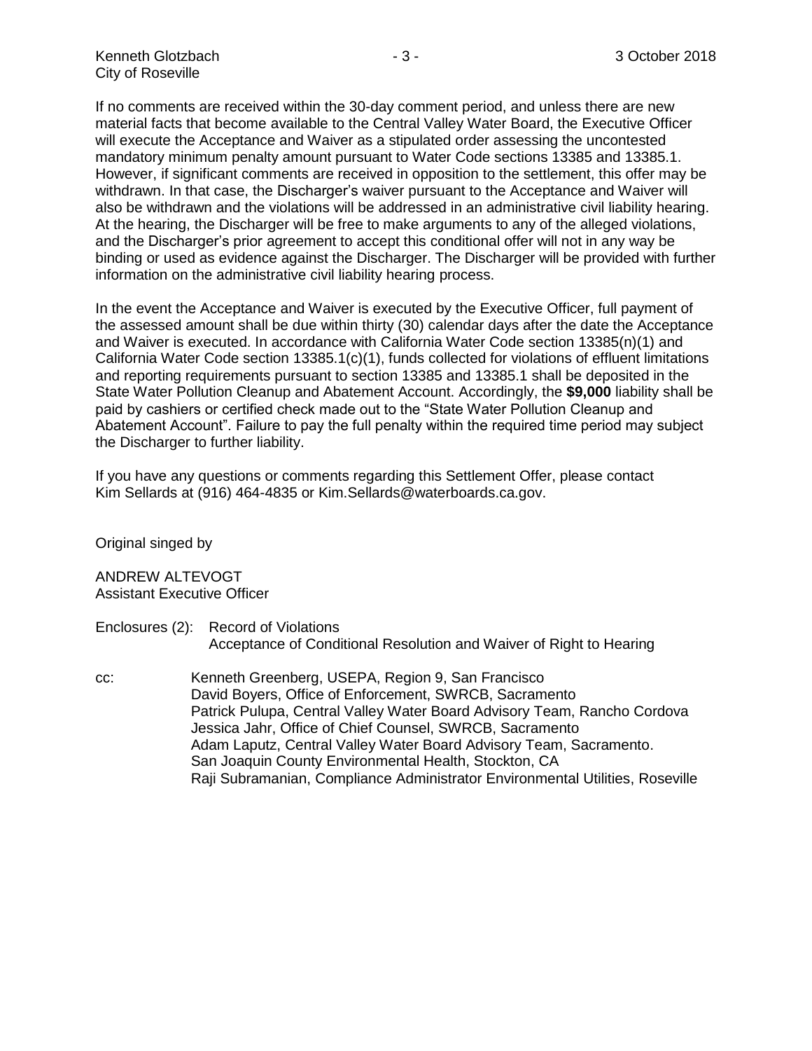If no comments are received within the 30-day comment period, and unless there are new material facts that become available to the Central Valley Water Board, the Executive Officer will execute the Acceptance and Waiver as a stipulated order assessing the uncontested mandatory minimum penalty amount pursuant to Water Code sections 13385 and 13385.1. However, if significant comments are received in opposition to the settlement, this offer may be withdrawn. In that case, the Discharger's waiver pursuant to the Acceptance and Waiver will also be withdrawn and the violations will be addressed in an administrative civil liability hearing. At the hearing, the Discharger will be free to make arguments to any of the alleged violations, and the Discharger's prior agreement to accept this conditional offer will not in any way be binding or used as evidence against the Discharger. The Discharger will be provided with further information on the administrative civil liability hearing process.

In the event the Acceptance and Waiver is executed by the Executive Officer, full payment of the assessed amount shall be due within thirty (30) calendar days after the date the Acceptance and Waiver is executed. In accordance with California Water Code section 13385(n)(1) and California Water Code section 13385.1(c)(1), funds collected for violations of effluent limitations and reporting requirements pursuant to section 13385 and 13385.1 shall be deposited in the State Water Pollution Cleanup and Abatement Account. Accordingly, the **$9,000** liability shall be paid by cashiers or certified check made out to the "State Water Pollution Cleanup and Abatement Account". Failure to pay the full penalty within the required time period may subject the Discharger to further liability.

If you have any questions or comments regarding this Settlement Offer, please contact Kim Sellards at (916) 464-4835 or Kim.Sellards@waterboards.ca.gov.

Original singed by

ANDREW ALTEVOGT
Assistant Executive Officer

Enclosures (2): Record of Violations
Acceptance of Conditional Resolution and Waiver of Right to Hearing

cc: Kenneth Greenberg, USEPA, Region 9, San Francisco
David Boyers, Office of Enforcement, SWRCB, Sacramento
Patrick Pulupa, Central Valley Water Board Advisory Team, Rancho Cordova
Jessica Jahr, Office of Chief Counsel, SWRCB, Sacramento
Adam Laputz, Central Valley Water Board Advisory Team, Sacramento.
San Joaquin County Environmental Health, Stockton, CA
Raji Subramanian, Compliance Administrator Environmental Utilities, Roseville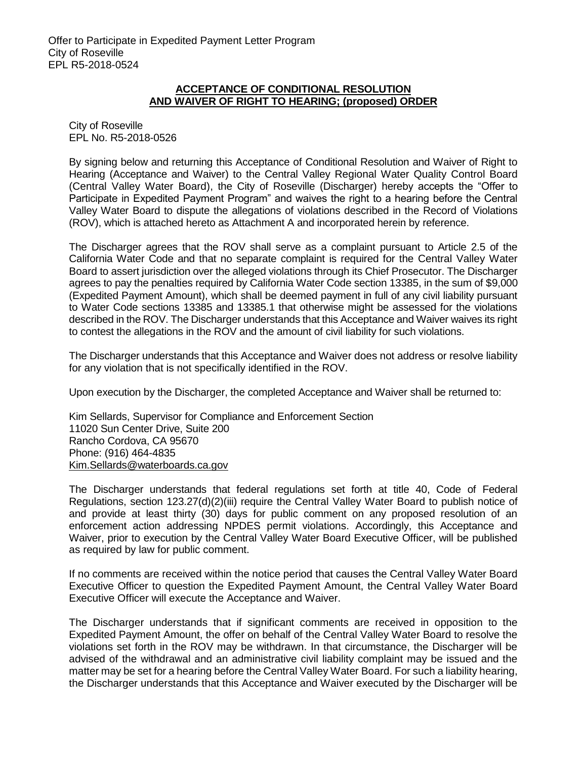## ACCEPTANCE OF CONDITIONAL RESOLUTION AND WAIVER OF RIGHT TO HEARING; (proposed) ORDER

City of Roseville
EPL No. R5-2018-0526

By signing below and returning this Acceptance of Conditional Resolution and Waiver of Right to Hearing (Acceptance and Waiver) to the Central Valley Regional Water Quality Control Board (Central Valley Water Board), the City of Roseville (Discharger) hereby accepts the "Offer to Participate in Expedited Payment Program" and waives the right to a hearing before the Central Valley Water Board to dispute the allegations of violations described in the Record of Violations (ROV), which is attached hereto as Attachment A and incorporated herein by reference.

The Discharger agrees that the ROV shall serve as a complaint pursuant to Article 2.5 of the California Water Code and that no separate complaint is required for the Central Valley Water Board to assert jurisdiction over the alleged violations through its Chief Prosecutor. The Discharger agrees to pay the penalties required by California Water Code section 13385, in the sum of $9,000 (Expedited Payment Amount), which shall be deemed payment in full of any civil liability pursuant to Water Code sections 13385 and 13385.1 that otherwise might be assessed for the violations described in the ROV. The Discharger understands that this Acceptance and Waiver waives its right to contest the allegations in the ROV and the amount of civil liability for such violations.

The Discharger understands that this Acceptance and Waiver does not address or resolve liability for any violation that is not specifically identified in the ROV.

Upon execution by the Discharger, the completed Acceptance and Waiver shall be returned to:

Kim Sellards, Supervisor for Compliance and Enforcement Section
11020 Sun Center Drive, Suite 200
Rancho Cordova, CA 95670
Phone: (916) 464-4835
Kim.Sellards@waterboards.ca.gov

The Discharger understands that federal regulations set forth at title 40, Code of Federal Regulations, section 123.27(d)(2)(iii) require the Central Valley Water Board to publish notice of and provide at least thirty (30) days for public comment on any proposed resolution of an enforcement action addressing NPDES permit violations. Accordingly, this Acceptance and Waiver, prior to execution by the Central Valley Water Board Executive Officer, will be published as required by law for public comment.

If no comments are received within the notice period that causes the Central Valley Water Board Executive Officer to question the Expedited Payment Amount, the Central Valley Water Board Executive Officer will execute the Acceptance and Waiver.

The Discharger understands that if significant comments are received in opposition to the Expedited Payment Amount, the offer on behalf of the Central Valley Water Board to resolve the violations set forth in the ROV may be withdrawn. In that circumstance, the Discharger will be advised of the withdrawal and an administrative civil liability complaint may be issued and the matter may be set for a hearing before the Central Valley Water Board. For such a liability hearing, the Discharger understands that this Acceptance and Waiver executed by the Discharger will be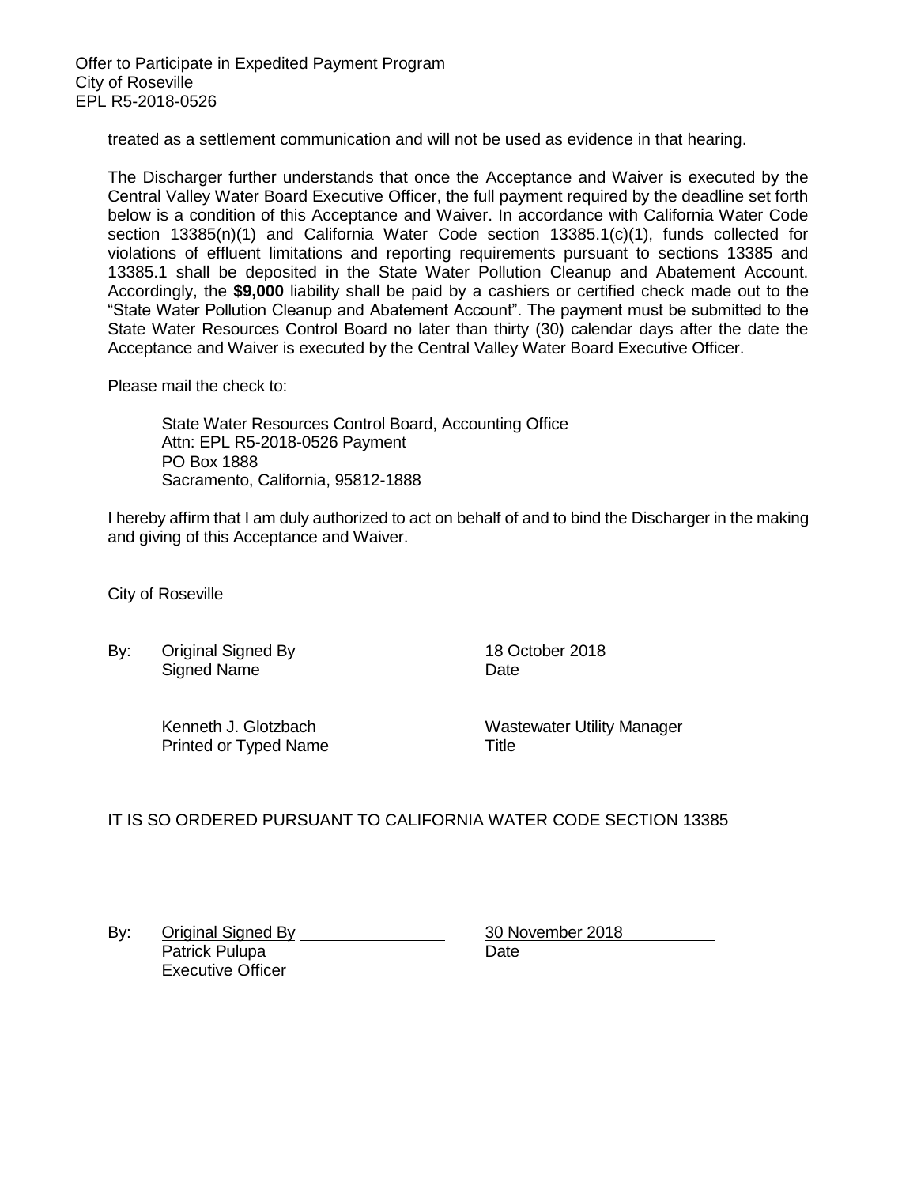treated as a settlement communication and will not be used as evidence in that hearing.

The Discharger further understands that once the Acceptance and Waiver is executed by the Central Valley Water Board Executive Officer, the full payment required by the deadline set forth below is a condition of this Acceptance and Waiver. In accordance with California Water Code section 13385(n)(1) and California Water Code section 13385.1(c)(1), funds collected for violations of effluent limitations and reporting requirements pursuant to sections 13385 and 13385.1 shall be deposited in the State Water Pollution Cleanup and Abatement Account. Accordingly, the **$9,000** liability shall be paid by a cashiers or certified check made out to the "State Water Pollution Cleanup and Abatement Account". The payment must be submitted to the State Water Resources Control Board no later than thirty (30) calendar days after the date the Acceptance and Waiver is executed by the Central Valley Water Board Executive Officer.

Please mail the check to:

State Water Resources Control Board, Accounting Office
Attn: EPL R5-2018-0526 Payment
PO Box 1888
Sacramento, California, 95812-1888

I hereby affirm that I am duly authorized to act on behalf of and to bind the Discharger in the making and giving of this Acceptance and Waiver.

City of Roseville

By: Original Signed By — 18 October 2018
Signed Name — Date

Kenneth J. Glotzbach — Wastewater Utility Manager
Printed or Typed Name — Title

IT IS SO ORDERED PURSUANT TO CALIFORNIA WATER CODE SECTION 13385

By: Original Signed By — 30 November 2018
Patrick Pulupa — Date
Executive Officer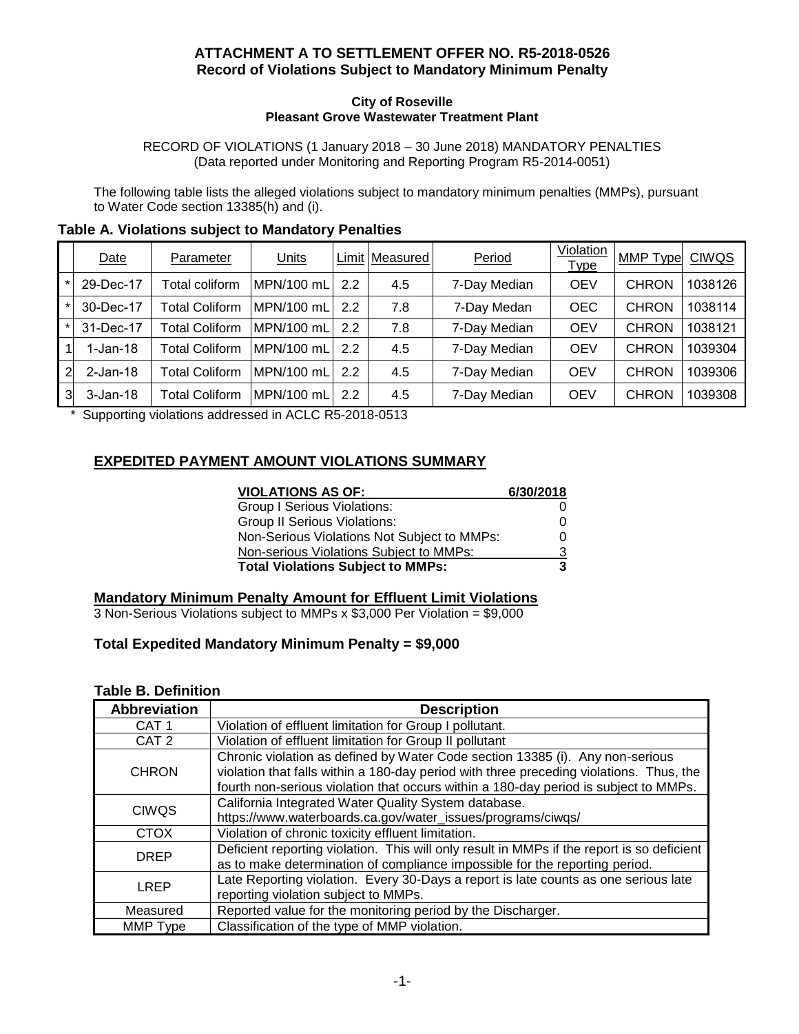**ATTACHMENT A TO SETTLEMENT OFFER NO. R5-2018-0526**
**Record of Violations Subject to Mandatory Minimum Penalty**

**City of Roseville**
**Pleasant Grove Wastewater Treatment Plant**

RECORD OF VIOLATIONS (1 January 2018 – 30 June 2018) MANDATORY PENALTIES
(Data reported under Monitoring and Reporting Program R5-2014-0051)

The following table lists the alleged violations subject to mandatory minimum penalties (MMPs), pursuant to Water Code section 13385(h) and (i).

**Table A. Violations subject to Mandatory Penalties**

| | Date | Parameter | Units | Limit | Measured | Period | Violation Type | MMP Type | CIWQS |
|---|---|---|---|---|---|---|---|---|---|
| * | 29-Dec-17 | Total coliform | MPN/100 mL | 2.2 | 4.5 | 7-Day Median | OEV | CHRON | 1038126 |
| * | 30-Dec-17 | Total Coliform | MPN/100 mL | 2.2 | 7.8 | 7-Day Medan | OEC | CHRON | 1038114 |
| * | 31-Dec-17 | Total Coliform | MPN/100 mL | 2.2 | 7.8 | 7-Day Median | OEV | CHRON | 1038121 |
| 1 | 1-Jan-18 | Total Coliform | MPN/100 mL | 2.2 | 4.5 | 7-Day Median | OEV | CHRON | 1039304 |
| 2 | 2-Jan-18 | Total Coliform | MPN/100 mL | 2.2 | 4.5 | 7-Day Median | OEV | CHRON | 1039306 |
| 3 | 3-Jan-18 | Total Coliform | MPN/100 mL | 2.2 | 4.5 | 7-Day Median | OEV | CHRON | 1039308 |

\* Supporting violations addressed in ACLC R5-2018-0513

## EXPEDITED PAYMENT AMOUNT VIOLATIONS SUMMARY

| VIOLATIONS AS OF: | 6/30/2018 |
|---|---|
| Group I Serious Violations: | 0 |
| Group II Serious Violations: | 0 |
| Non-Serious Violations Not Subject to MMPs: | 0 |
| Non-serious Violations Subject to MMPs: | 3 |
| **Total Violations Subject to MMPs:** | **3** |

**Mandatory Minimum Penalty Amount for Effluent Limit Violations**

3 Non-Serious Violations subject to MMPs x $3,000 Per Violation = $9,000

**Total Expedited Mandatory Minimum Penalty = $9,000**

**Table B. Definition**

| Abbreviation | Description |
|---|---|
| CAT 1 | Violation of effluent limitation for Group I pollutant. |
| CAT 2 | Violation of effluent limitation for Group II pollutant |
| CHRON | Chronic violation as defined by Water Code section 13385 (i). Any non-serious violation that falls within a 180-day period with three preceding violations. Thus, the fourth non-serious violation that occurs within a 180-day period is subject to MMPs. |
| CIWQS | California Integrated Water Quality System database. https://www.waterboards.ca.gov/water_issues/programs/ciwqs/ |
| CTOX | Violation of chronic toxicity effluent limitation. |
| DREP | Deficient reporting violation. This will only result in MMPs if the report is so deficient as to make determination of compliance impossible for the reporting period. |
| LREP | Late Reporting violation. Every 30-Days a report is late counts as one serious late reporting violation subject to MMPs. |
| Measured | Reported value for the monitoring period by the Discharger. |
| MMP Type | Classification of the type of MMP violation. |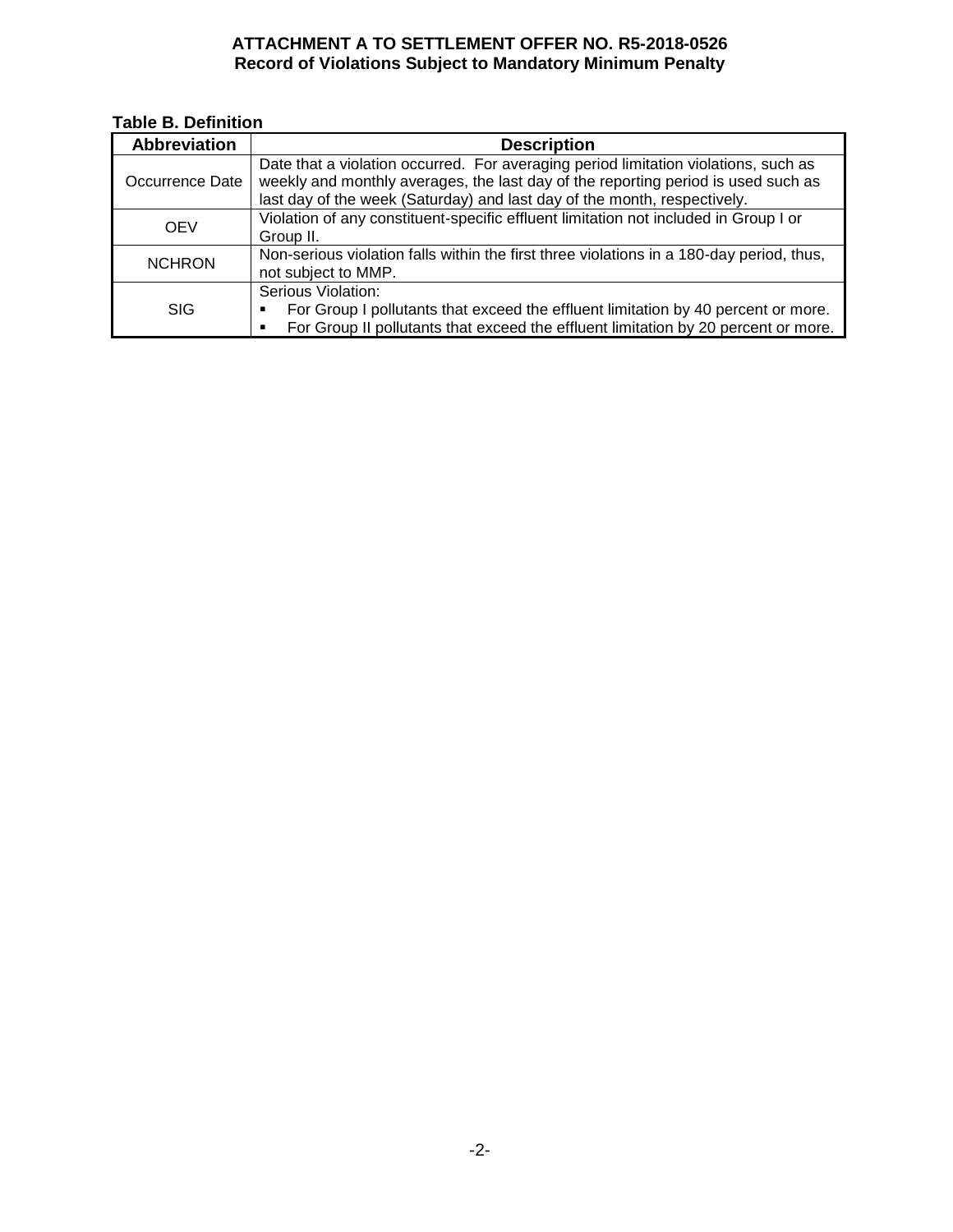**Table B. Definition**

| Abbreviation | Description |
|---|---|
| Occurrence Date | Date that a violation occurred. For averaging period limitation violations, such as weekly and monthly averages, the last day of the reporting period is used such as last day of the week (Saturday) and last day of the month, respectively. |
| OEV | Violation of any constituent-specific effluent limitation not included in Group I or Group II. |
| NCHRON | Non-serious violation falls within the first three violations in a 180-day period, thus, not subject to MMP. |
| SIG | Serious Violation:<br>▪ For Group I pollutants that exceed the effluent limitation by 40 percent or more.<br>▪ For Group II pollutants that exceed the effluent limitation by 20 percent or more. |